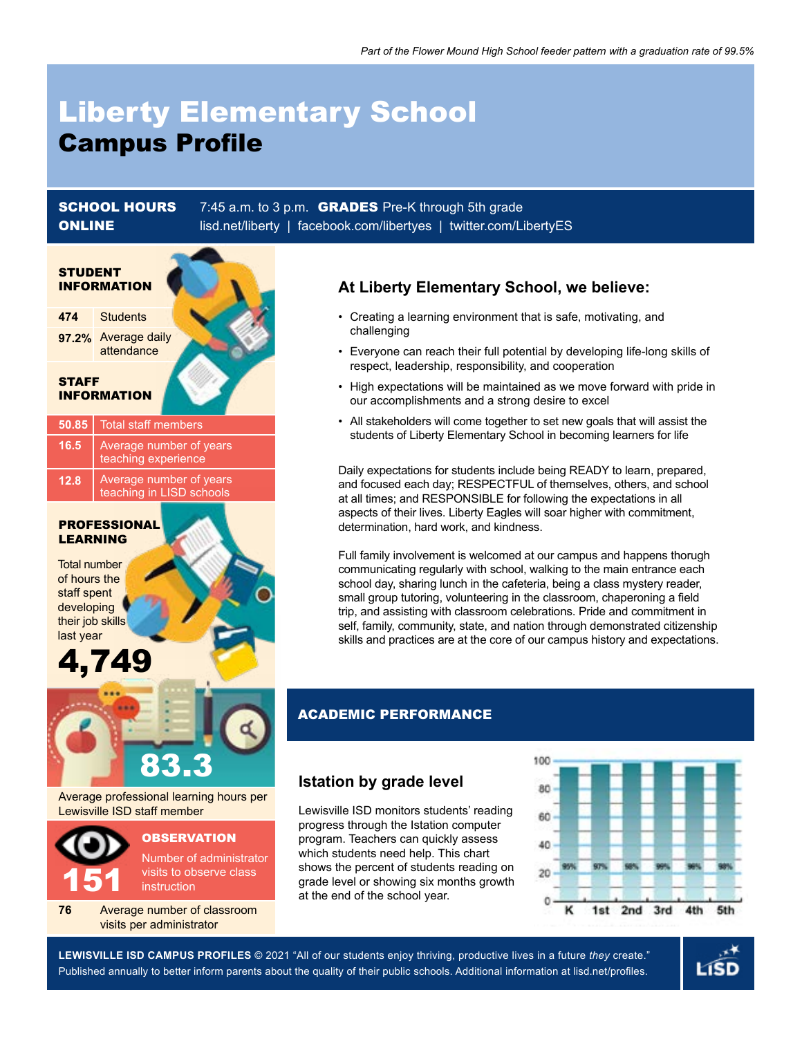*Part of the Flower Mound High School feeder pattern with a graduation rate of 99.5%*

# Liberty Elementary School
## Campus Profile

**SCHOOL HOURS** 7:45 a.m. to 3 p.m. **GRADES** Pre-K through 5th grade
**ONLINE** lisd.net/liberty | facebook.com/libertyes | twitter.com/LibertyES

### STUDENT INFORMATION

| | |
|---|---|
| 474 | Students |
| 97.2% | Average daily attendance |

### STAFF INFORMATION

| | |
|---|---|
| 50.85 | Total staff members |
| 16.5 | Average number of years teaching experience |
| 12.8 | Average number of years teaching in LISD schools |

### PROFESSIONAL LEARNING

Total number of hours the staff spent developing their job skills last year

**4,749**

**83.3**

Average professional learning hours per Lewisville ISD staff member

**OBSERVATION**

**151** Number of administrator visits to observe class instruction

**76** Average number of classroom visits per administrator

### At Liberty Elementary School, we believe:

- Creating a learning environment that is safe, motivating, and challenging
- Everyone can reach their full potential by developing life-long skills of respect, leadership, responsibility, and cooperation
- High expectations will be maintained as we move forward with pride in our accomplishments and a strong desire to excel
- All stakeholders will come together to set new goals that will assist the students of Liberty Elementary School in becoming learners for life

Daily expectations for students include being READY to learn, prepared, and focused each day; RESPECTFUL of themselves, others, and school at all times; and RESPONSIBLE for following the expectations in all aspects of their lives. Liberty Eagles will soar higher with commitment, determination, hard work, and kindness.

Full family involvement is welcomed at our campus and happens thorugh communicating regularly with school, walking to the main entrance each school day, sharing lunch in the cafeteria, being a class mystery reader, small group tutoring, volunteering in the classroom, chaperoning a field trip, and assisting with classroom celebrations. Pride and commitment in self, family, community, state, and nation through demonstrated citizenship skills and practices are at the core of our campus history and expectations.

## ACADEMIC PERFORMANCE

### Istation by grade level

Lewisville ISD monitors students' reading progress through the Istation computer program. Teachers can quickly assess which students need help. This chart shows the percent of students reading on grade level or showing six months growth at the end of the school year.

| Grade | K | 1st | 2nd | 3rd | 4th | 5th |
|---|---|---|---|---|---|---|
| Percent | 95% | 97% | 98% | 99% | 96% | 98% |

**LEWISVILLE ISD CAMPUS PROFILES** © 2021 "All of our students enjoy thriving, productive lives in a future *they* create."
Published annually to better inform parents about the quality of their public schools. Additional information at lisd.net/profiles.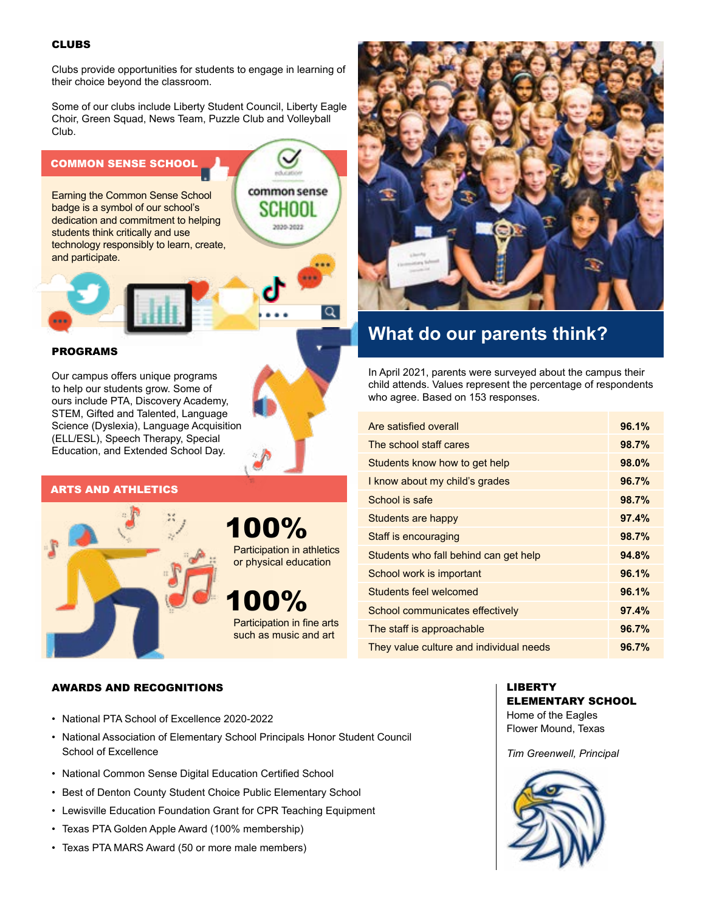## CLUBS

Clubs provide opportunities for students to engage in learning of their choice beyond the classroom.

Some of our clubs include Liberty Student Council, Liberty Eagle Choir, Green Squad, News Team, Puzzle Club and Volleyball Club.

## COMMON SENSE SCHOOL

Earning the Common Sense School badge is a symbol of our school's dedication and commitment to helping students think critically and use technology responsibly to learn, create, and participate.

common sense SCHOOL 2020-2022

## PROGRAMS

Our campus offers unique programs to help our students grow. Some of ours include PTA, Discovery Academy, STEM, Gifted and Talented, Language Science (Dyslexia), Language Acquisition (ELL/ESL), Speech Therapy, Special Education, and Extended School Day.

## ARTS AND ATHLETICS

**100%**
Participation in athletics or physical education

**100%**
Participation in fine arts such as music and art

## What do our parents think?

In April 2021, parents were surveyed about the campus their child attends. Values represent the percentage of respondents who agree. Based on 153 responses.

| | |
|---|---|
| Are satisfied overall | **96.1%** |
| The school staff cares | **98.7%** |
| Students know how to get help | **98.0%** |
| I know about my child's grades | **96.7%** |
| School is safe | **98.7%** |
| Students are happy | **97.4%** |
| Staff is encouraging | **98.7%** |
| Students who fall behind can get help | **94.8%** |
| School work is important | **96.1%** |
| Students feel welcomed | **96.1%** |
| School communicates effectively | **97.4%** |
| The staff is approachable | **96.7%** |
| They value culture and individual needs | **96.7%** |

## AWARDS AND RECOGNITIONS

- National PTA School of Excellence 2020-2022
- National Association of Elementary School Principals Honor Student Council School of Excellence
- National Common Sense Digital Education Certified School
- Best of Denton County Student Choice Public Elementary School
- Lewisville Education Foundation Grant for CPR Teaching Equipment
- Texas PTA Golden Apple Award (100% membership)
- Texas PTA MARS Award (50 or more male members)

**LIBERTY ELEMENTARY SCHOOL**
Home of the Eagles
Flower Mound, Texas

*Tim Greenwell, Principal*